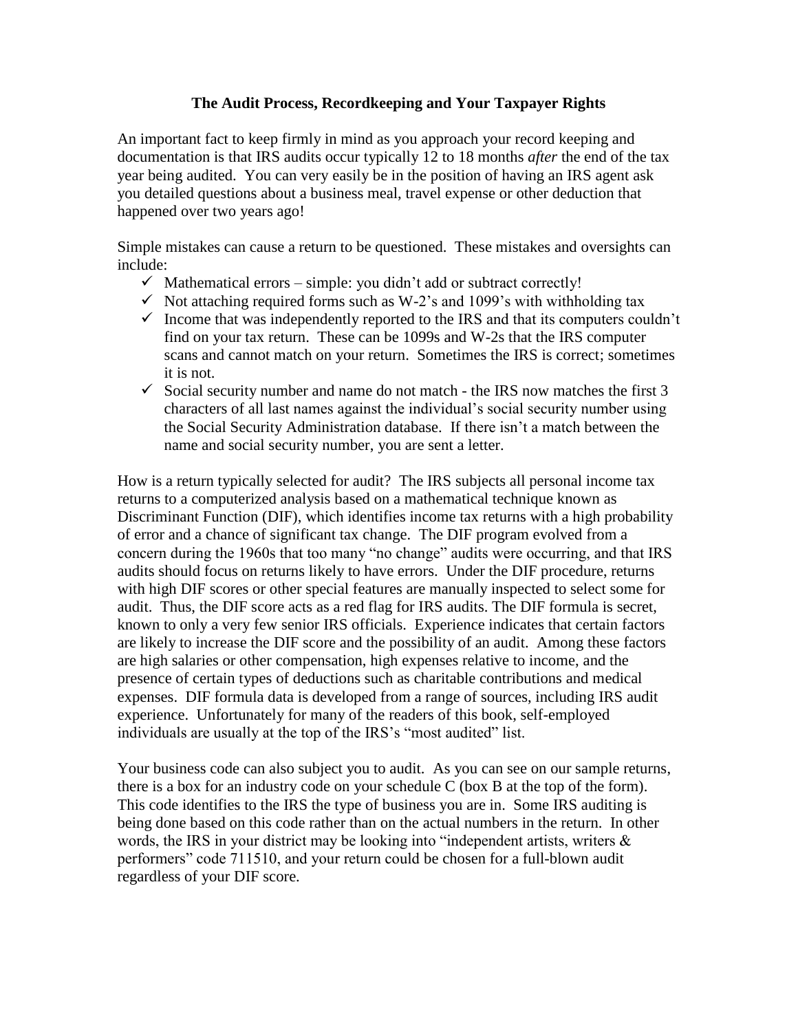# The Audit Process, Recordkeeping and Your Taxpayer Rights

An important fact to keep firmly in mind as you approach your record keeping and documentation is that IRS audits occur typically 12 to 18 months *after* the end of the tax year being audited. You can very easily be in the position of having an IRS agent ask you detailed questions about a business meal, travel expense or other deduction that happened over two years ago!

Simple mistakes can cause a return to be questioned. These mistakes and oversights can include:

- ✓ Mathematical errors – simple: you didn't add or subtract correctly!
- ✓ Not attaching required forms such as W-2's and 1099's with withholding tax
- ✓ Income that was independently reported to the IRS and that its computers couldn't find on your tax return. These can be 1099s and W-2s that the IRS computer scans and cannot match on your return. Sometimes the IRS is correct; sometimes it is not.
- ✓ Social security number and name do not match - the IRS now matches the first 3 characters of all last names against the individual's social security number using the Social Security Administration database. If there isn't a match between the name and social security number, you are sent a letter.

How is a return typically selected for audit? The IRS subjects all personal income tax returns to a computerized analysis based on a mathematical technique known as Discriminant Function (DIF), which identifies income tax returns with a high probability of error and a chance of significant tax change. The DIF program evolved from a concern during the 1960s that too many "no change" audits were occurring, and that IRS audits should focus on returns likely to have errors. Under the DIF procedure, returns with high DIF scores or other special features are manually inspected to select some for audit. Thus, the DIF score acts as a red flag for IRS audits. The DIF formula is secret, known to only a very few senior IRS officials. Experience indicates that certain factors are likely to increase the DIF score and the possibility of an audit. Among these factors are high salaries or other compensation, high expenses relative to income, and the presence of certain types of deductions such as charitable contributions and medical expenses. DIF formula data is developed from a range of sources, including IRS audit experience. Unfortunately for many of the readers of this book, self-employed individuals are usually at the top of the IRS's "most audited" list.

Your business code can also subject you to audit. As you can see on our sample returns, there is a box for an industry code on your schedule C (box B at the top of the form). This code identifies to the IRS the type of business you are in. Some IRS auditing is being done based on this code rather than on the actual numbers in the return. In other words, the IRS in your district may be looking into "independent artists, writers & performers" code 711510, and your return could be chosen for a full-blown audit regardless of your DIF score.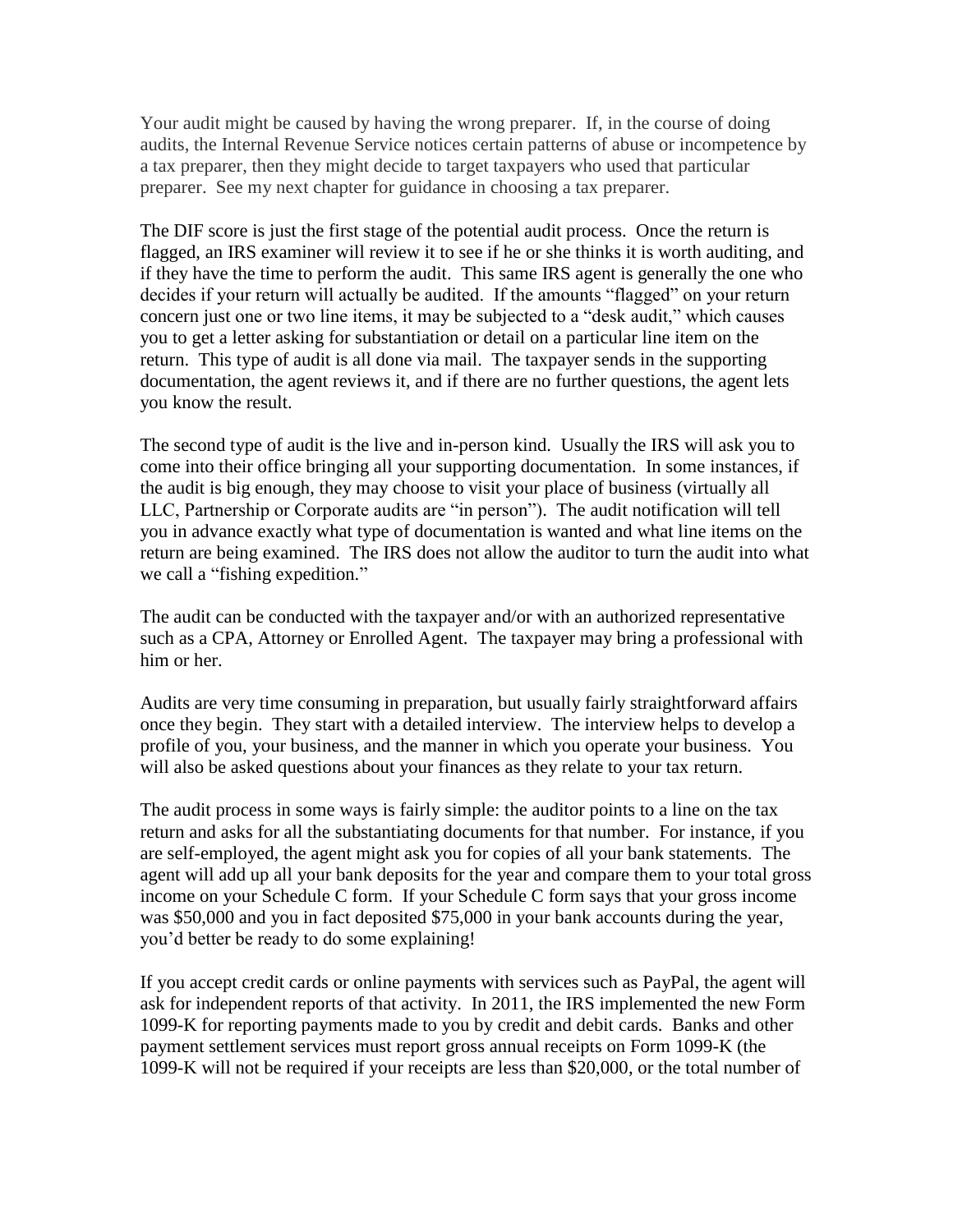Your audit might be caused by having the wrong preparer. If, in the course of doing audits, the Internal Revenue Service notices certain patterns of abuse or incompetence by a tax preparer, then they might decide to target taxpayers who used that particular preparer. See my next chapter for guidance in choosing a tax preparer.

The DIF score is just the first stage of the potential audit process. Once the return is flagged, an IRS examiner will review it to see if he or she thinks it is worth auditing, and if they have the time to perform the audit. This same IRS agent is generally the one who decides if your return will actually be audited. If the amounts "flagged" on your return concern just one or two line items, it may be subjected to a "desk audit," which causes you to get a letter asking for substantiation or detail on a particular line item on the return. This type of audit is all done via mail. The taxpayer sends in the supporting documentation, the agent reviews it, and if there are no further questions, the agent lets you know the result.

The second type of audit is the live and in-person kind. Usually the IRS will ask you to come into their office bringing all your supporting documentation. In some instances, if the audit is big enough, they may choose to visit your place of business (virtually all LLC, Partnership or Corporate audits are "in person"). The audit notification will tell you in advance exactly what type of documentation is wanted and what line items on the return are being examined. The IRS does not allow the auditor to turn the audit into what we call a "fishing expedition."

The audit can be conducted with the taxpayer and/or with an authorized representative such as a CPA, Attorney or Enrolled Agent. The taxpayer may bring a professional with him or her.

Audits are very time consuming in preparation, but usually fairly straightforward affairs once they begin. They start with a detailed interview. The interview helps to develop a profile of you, your business, and the manner in which you operate your business. You will also be asked questions about your finances as they relate to your tax return.

The audit process in some ways is fairly simple: the auditor points to a line on the tax return and asks for all the substantiating documents for that number. For instance, if you are self-employed, the agent might ask you for copies of all your bank statements. The agent will add up all your bank deposits for the year and compare them to your total gross income on your Schedule C form. If your Schedule C form says that your gross income was $50,000 and you in fact deposited $75,000 in your bank accounts during the year, you'd better be ready to do some explaining!

If you accept credit cards or online payments with services such as PayPal, the agent will ask for independent reports of that activity. In 2011, the IRS implemented the new Form 1099-K for reporting payments made to you by credit and debit cards. Banks and other payment settlement services must report gross annual receipts on Form 1099-K (the 1099-K will not be required if your receipts are less than $20,000, or the total number of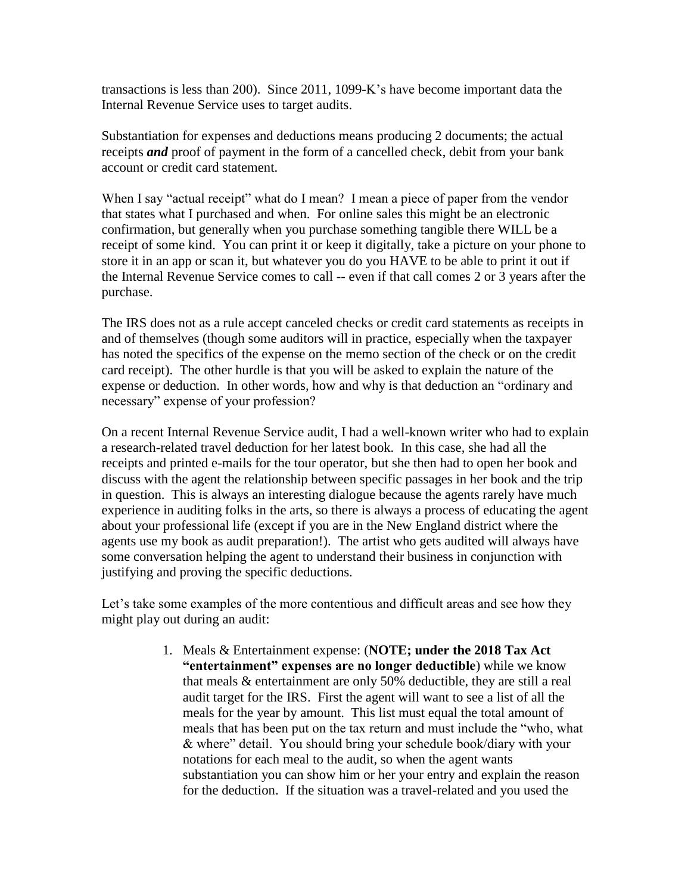transactions is less than 200). Since 2011, 1099-K's have become important data the Internal Revenue Service uses to target audits.

Substantiation for expenses and deductions means producing 2 documents; the actual receipts ***and*** proof of payment in the form of a cancelled check, debit from your bank account or credit card statement.

When I say "actual receipt" what do I mean? I mean a piece of paper from the vendor that states what I purchased and when. For online sales this might be an electronic confirmation, but generally when you purchase something tangible there WILL be a receipt of some kind. You can print it or keep it digitally, take a picture on your phone to store it in an app or scan it, but whatever you do you HAVE to be able to print it out if the Internal Revenue Service comes to call -- even if that call comes 2 or 3 years after the purchase.

The IRS does not as a rule accept canceled checks or credit card statements as receipts in and of themselves (though some auditors will in practice, especially when the taxpayer has noted the specifics of the expense on the memo section of the check or on the credit card receipt). The other hurdle is that you will be asked to explain the nature of the expense or deduction. In other words, how and why is that deduction an "ordinary and necessary" expense of your profession?

On a recent Internal Revenue Service audit, I had a well-known writer who had to explain a research-related travel deduction for her latest book. In this case, she had all the receipts and printed e-mails for the tour operator, but she then had to open her book and discuss with the agent the relationship between specific passages in her book and the trip in question. This is always an interesting dialogue because the agents rarely have much experience in auditing folks in the arts, so there is always a process of educating the agent about your professional life (except if you are in the New England district where the agents use my book as audit preparation!). The artist who gets audited will always have some conversation helping the agent to understand their business in conjunction with justifying and proving the specific deductions.

Let's take some examples of the more contentious and difficult areas and see how they might play out during an audit:

1. Meals & Entertainment expense: (**NOTE; under the 2018 Tax Act "entertainment" expenses are no longer deductible**) while we know that meals & entertainment are only 50% deductible, they are still a real audit target for the IRS. First the agent will want to see a list of all the meals for the year by amount. This list must equal the total amount of meals that has been put on the tax return and must include the "who, what & where" detail. You should bring your schedule book/diary with your notations for each meal to the audit, so when the agent wants substantiation you can show him or her your entry and explain the reason for the deduction. If the situation was a travel-related and you used the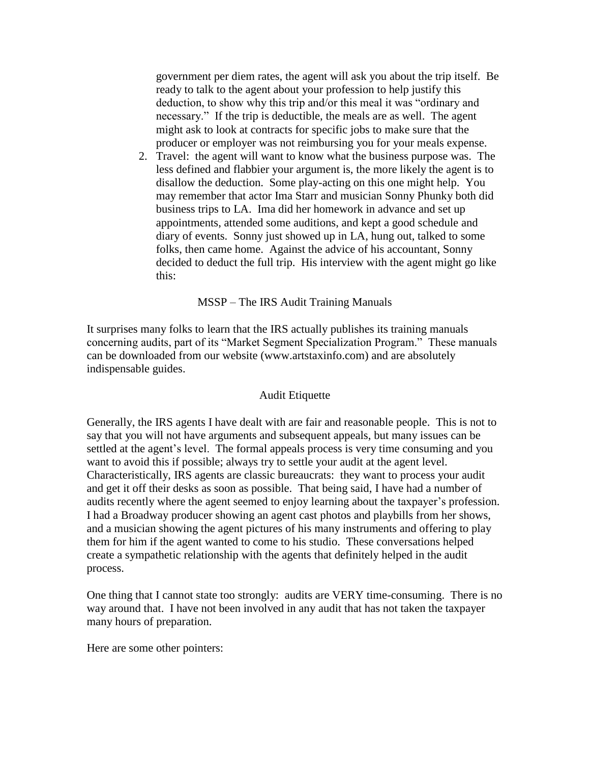government per diem rates, the agent will ask you about the trip itself. Be ready to talk to the agent about your profession to help justify this deduction, to show why this trip and/or this meal it was "ordinary and necessary." If the trip is deductible, the meals are as well. The agent might ask to look at contracts for specific jobs to make sure that the producer or employer was not reimbursing you for your meals expense.

2. Travel: the agent will want to know what the business purpose was. The less defined and flabbier your argument is, the more likely the agent is to disallow the deduction. Some play-acting on this one might help. You may remember that actor Ima Starr and musician Sonny Phunky both did business trips to LA. Ima did her homework in advance and set up appointments, attended some auditions, and kept a good schedule and diary of events. Sonny just showed up in LA, hung out, talked to some folks, then came home. Against the advice of his accountant, Sonny decided to deduct the full trip. His interview with the agent might go like this:

## MSSP – The IRS Audit Training Manuals

It surprises many folks to learn that the IRS actually publishes its training manuals concerning audits, part of its "Market Segment Specialization Program." These manuals can be downloaded from our website (www.artstaxinfo.com) and are absolutely indispensable guides.

## Audit Etiquette

Generally, the IRS agents I have dealt with are fair and reasonable people. This is not to say that you will not have arguments and subsequent appeals, but many issues can be settled at the agent's level. The formal appeals process is very time consuming and you want to avoid this if possible; always try to settle your audit at the agent level. Characteristically, IRS agents are classic bureaucrats: they want to process your audit and get it off their desks as soon as possible. That being said, I have had a number of audits recently where the agent seemed to enjoy learning about the taxpayer's profession. I had a Broadway producer showing an agent cast photos and playbills from her shows, and a musician showing the agent pictures of his many instruments and offering to play them for him if the agent wanted to come to his studio. These conversations helped create a sympathetic relationship with the agents that definitely helped in the audit process.

One thing that I cannot state too strongly: audits are VERY time-consuming. There is no way around that. I have not been involved in any audit that has not taken the taxpayer many hours of preparation.

Here are some other pointers: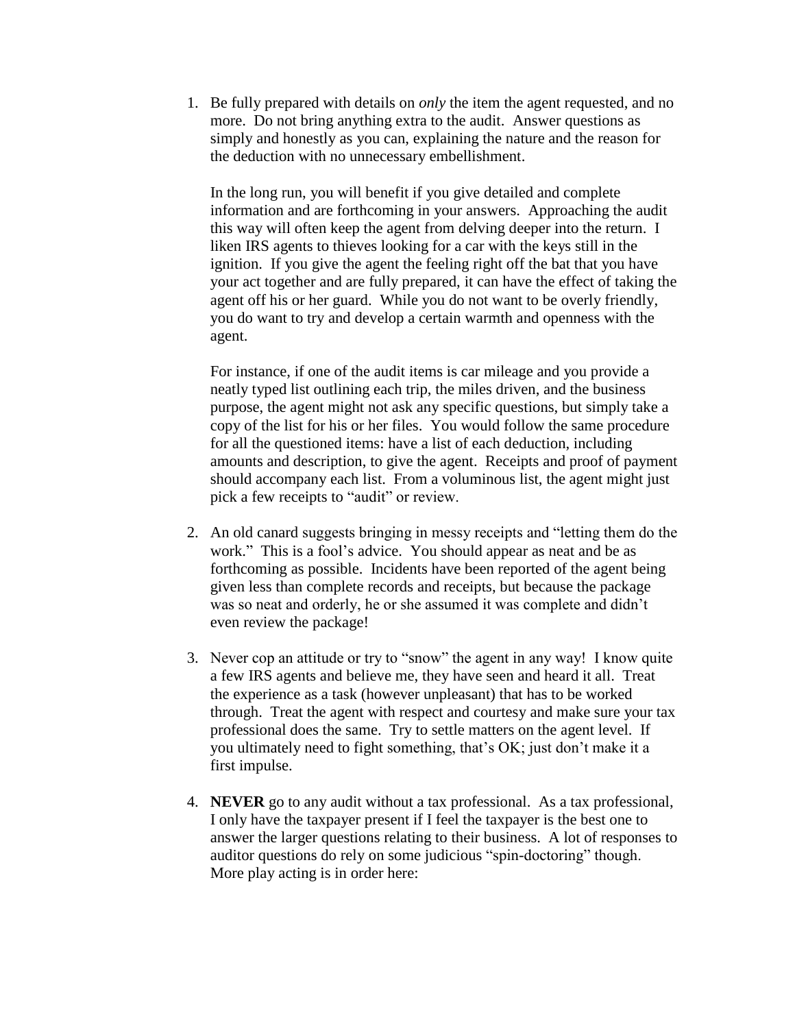1. Be fully prepared with details on *only* the item the agent requested, and no more. Do not bring anything extra to the audit. Answer questions as simply and honestly as you can, explaining the nature and the reason for the deduction with no unnecessary embellishment.

   In the long run, you will benefit if you give detailed and complete information and are forthcoming in your answers. Approaching the audit this way will often keep the agent from delving deeper into the return. I liken IRS agents to thieves looking for a car with the keys still in the ignition. If you give the agent the feeling right off the bat that you have your act together and are fully prepared, it can have the effect of taking the agent off his or her guard. While you do not want to be overly friendly, you do want to try and develop a certain warmth and openness with the agent.

   For instance, if one of the audit items is car mileage and you provide a neatly typed list outlining each trip, the miles driven, and the business purpose, the agent might not ask any specific questions, but simply take a copy of the list for his or her files. You would follow the same procedure for all the questioned items: have a list of each deduction, including amounts and description, to give the agent. Receipts and proof of payment should accompany each list. From a voluminous list, the agent might just pick a few receipts to "audit" or review.

2. An old canard suggests bringing in messy receipts and "letting them do the work." This is a fool's advice. You should appear as neat and be as forthcoming as possible. Incidents have been reported of the agent being given less than complete records and receipts, but because the package was so neat and orderly, he or she assumed it was complete and didn't even review the package!

3. Never cop an attitude or try to "snow" the agent in any way! I know quite a few IRS agents and believe me, they have seen and heard it all. Treat the experience as a task (however unpleasant) that has to be worked through. Treat the agent with respect and courtesy and make sure your tax professional does the same. Try to settle matters on the agent level. If you ultimately need to fight something, that's OK; just don't make it a first impulse.

4. **NEVER** go to any audit without a tax professional. As a tax professional, I only have the taxpayer present if I feel the taxpayer is the best one to answer the larger questions relating to their business. A lot of responses to auditor questions do rely on some judicious "spin-doctoring" though. More play acting is in order here: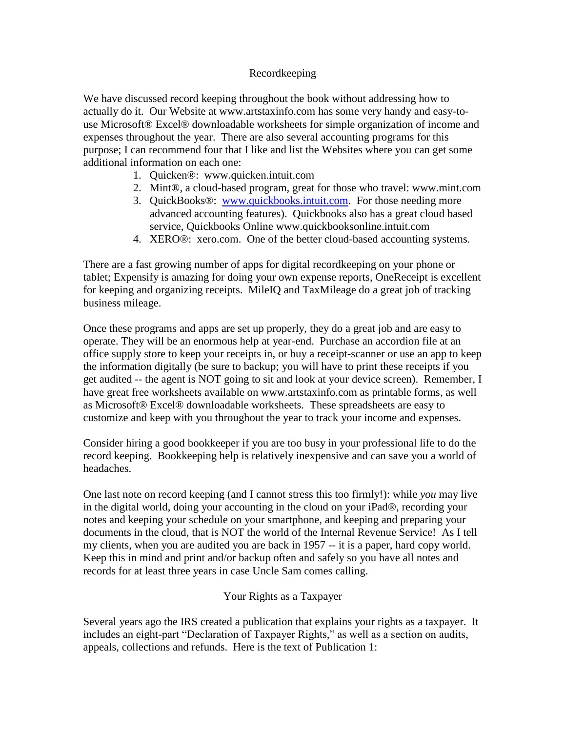## Recordkeeping

We have discussed record keeping throughout the book without addressing how to actually do it. Our Website at www.artstaxinfo.com has some very handy and easy-to-use Microsoft® Excel® downloadable worksheets for simple organization of income and expenses throughout the year. There are also several accounting programs for this purpose; I can recommend four that I like and list the Websites where you can get some additional information on each one:

1. Quicken®: www.quicken.intuit.com
2. Mint®, a cloud-based program, great for those who travel: www.mint.com
3. QuickBooks®: [www.quickbooks.intuit.com](http://www.quickbooks.intuit.com). For those needing more advanced accounting features). Quickbooks also has a great cloud based service, Quickbooks Online www.quickbooksonline.intuit.com
4. XERO®: xero.com. One of the better cloud-based accounting systems.

There are a fast growing number of apps for digital recordkeeping on your phone or tablet; Expensify is amazing for doing your own expense reports, OneReceipt is excellent for keeping and organizing receipts. MileIQ and TaxMileage do a great job of tracking business mileage.

Once these programs and apps are set up properly, they do a great job and are easy to operate. They will be an enormous help at year-end. Purchase an accordion file at an office supply store to keep your receipts in, or buy a receipt-scanner or use an app to keep the information digitally (be sure to backup; you will have to print these receipts if you get audited -- the agent is NOT going to sit and look at your device screen). Remember, I have great free worksheets available on www.artstaxinfo.com as printable forms, as well as Microsoft® Excel® downloadable worksheets. These spreadsheets are easy to customize and keep with you throughout the year to track your income and expenses.

Consider hiring a good bookkeeper if you are too busy in your professional life to do the record keeping. Bookkeeping help is relatively inexpensive and can save you a world of headaches.

One last note on record keeping (and I cannot stress this too firmly!): while *you* may live in the digital world, doing your accounting in the cloud on your iPad®, recording your notes and keeping your schedule on your smartphone, and keeping and preparing your documents in the cloud, that is NOT the world of the Internal Revenue Service! As I tell my clients, when you are audited you are back in 1957 -- it is a paper, hard copy world. Keep this in mind and print and/or backup often and safely so you have all notes and records for at least three years in case Uncle Sam comes calling.

## Your Rights as a Taxpayer

Several years ago the IRS created a publication that explains your rights as a taxpayer. It includes an eight-part "Declaration of Taxpayer Rights," as well as a section on audits, appeals, collections and refunds. Here is the text of Publication 1: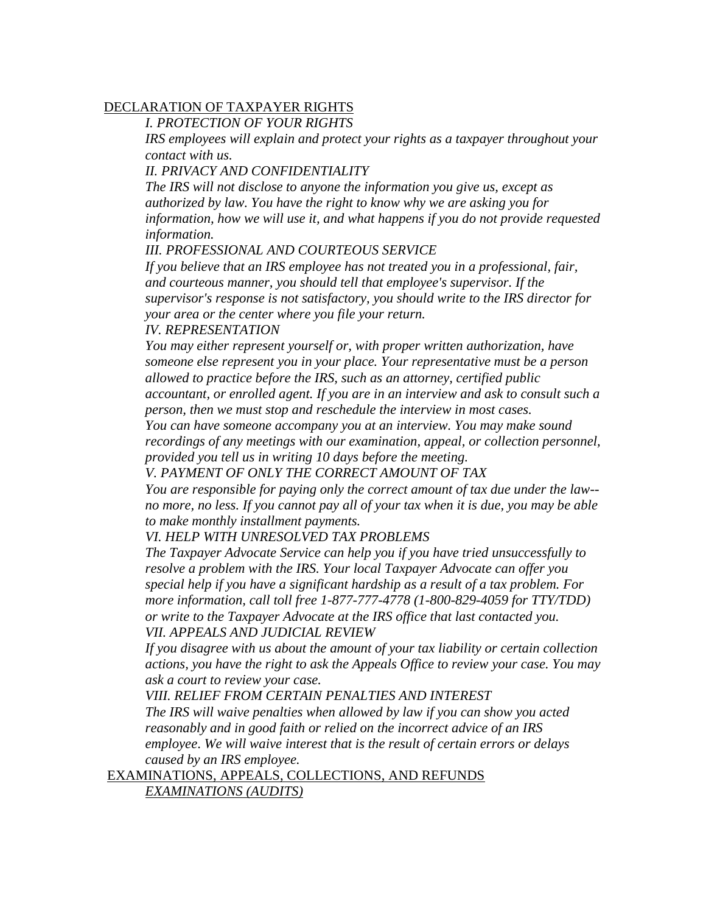DECLARATION OF TAXPAYER RIGHTS

*I. PROTECTION OF YOUR RIGHTS*

*IRS employees will explain and protect your rights as a taxpayer throughout your contact with us.*

*II. PRIVACY AND CONFIDENTIALITY*

*The IRS will not disclose to anyone the information you give us, except as authorized by law. You have the right to know why we are asking you for information, how we will use it, and what happens if you do not provide requested information.*

*III. PROFESSIONAL AND COURTEOUS SERVICE*

*If you believe that an IRS employee has not treated you in a professional, fair, and courteous manner, you should tell that employee's supervisor. If the supervisor's response is not satisfactory, you should write to the IRS director for your area or the center where you file your return.*

*IV. REPRESENTATION*

*You may either represent yourself or, with proper written authorization, have someone else represent you in your place. Your representative must be a person allowed to practice before the IRS, such as an attorney, certified public accountant, or enrolled agent. If you are in an interview and ask to consult such a person, then we must stop and reschedule the interview in most cases.*

*You can have someone accompany you at an interview. You may make sound recordings of any meetings with our examination, appeal, or collection personnel, provided you tell us in writing 10 days before the meeting.*

*V. PAYMENT OF ONLY THE CORRECT AMOUNT OF TAX*

*You are responsible for paying only the correct amount of tax due under the law--no more, no less. If you cannot pay all of your tax when it is due, you may be able to make monthly installment payments.*

*VI. HELP WITH UNRESOLVED TAX PROBLEMS*

*The Taxpayer Advocate Service can help you if you have tried unsuccessfully to resolve a problem with the IRS. Your local Taxpayer Advocate can offer you special help if you have a significant hardship as a result of a tax problem. For more information, call toll free 1-877-777-4778 (1-800-829-4059 for TTY/TDD) or write to the Taxpayer Advocate at the IRS office that last contacted you.*

*VII. APPEALS AND JUDICIAL REVIEW*

*If you disagree with us about the amount of your tax liability or certain collection actions, you have the right to ask the Appeals Office to review your case. You may ask a court to review your case.*

*VIII. RELIEF FROM CERTAIN PENALTIES AND INTEREST*

*The IRS will waive penalties when allowed by law if you can show you acted reasonably and in good faith or relied on the incorrect advice of an IRS employee. We will waive interest that is the result of certain errors or delays caused by an IRS employee.*

EXAMINATIONS, APPEALS, COLLECTIONS, AND REFUNDS

*EXAMINATIONS (AUDITS)*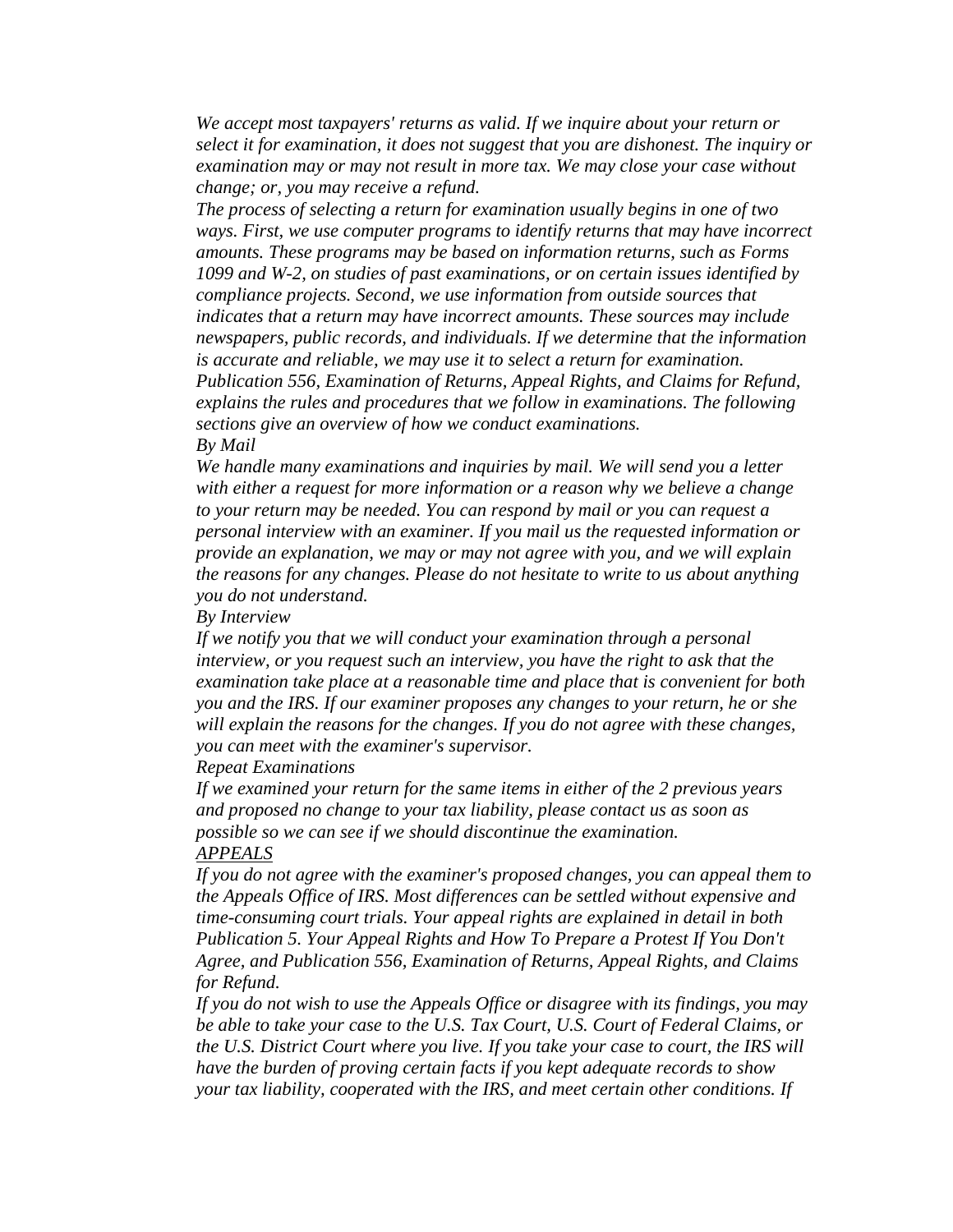*We accept most taxpayers' returns as valid. If we inquire about your return or select it for examination, it does not suggest that you are dishonest. The inquiry or examination may or may not result in more tax. We may close your case without change; or, you may receive a refund.*

*The process of selecting a return for examination usually begins in one of two ways. First, we use computer programs to identify returns that may have incorrect amounts. These programs may be based on information returns, such as Forms 1099 and W-2, on studies of past examinations, or on certain issues identified by compliance projects. Second, we use information from outside sources that indicates that a return may have incorrect amounts. These sources may include newspapers, public records, and individuals. If we determine that the information is accurate and reliable, we may use it to select a return for examination.*

*Publication 556, Examination of Returns, Appeal Rights, and Claims for Refund, explains the rules and procedures that we follow in examinations. The following sections give an overview of how we conduct examinations.*

*By Mail*

*We handle many examinations and inquiries by mail. We will send you a letter with either a request for more information or a reason why we believe a change to your return may be needed. You can respond by mail or you can request a personal interview with an examiner. If you mail us the requested information or provide an explanation, we may or may not agree with you, and we will explain the reasons for any changes. Please do not hesitate to write to us about anything you do not understand.*

*By Interview*

*If we notify you that we will conduct your examination through a personal interview, or you request such an interview, you have the right to ask that the examination take place at a reasonable time and place that is convenient for both you and the IRS. If our examiner proposes any changes to your return, he or she will explain the reasons for the changes. If you do not agree with these changes, you can meet with the examiner's supervisor.*

*Repeat Examinations*

*If we examined your return for the same items in either of the 2 previous years and proposed no change to your tax liability, please contact us as soon as possible so we can see if we should discontinue the examination.*

*APPEALS*

*If you do not agree with the examiner's proposed changes, you can appeal them to the Appeals Office of IRS. Most differences can be settled without expensive and time-consuming court trials. Your appeal rights are explained in detail in both Publication 5. Your Appeal Rights and How To Prepare a Protest If You Don't Agree, and Publication 556, Examination of Returns, Appeal Rights, and Claims for Refund.*

*If you do not wish to use the Appeals Office or disagree with its findings, you may be able to take your case to the U.S. Tax Court, U.S. Court of Federal Claims, or the U.S. District Court where you live. If you take your case to court, the IRS will have the burden of proving certain facts if you kept adequate records to show your tax liability, cooperated with the IRS, and meet certain other conditions. If*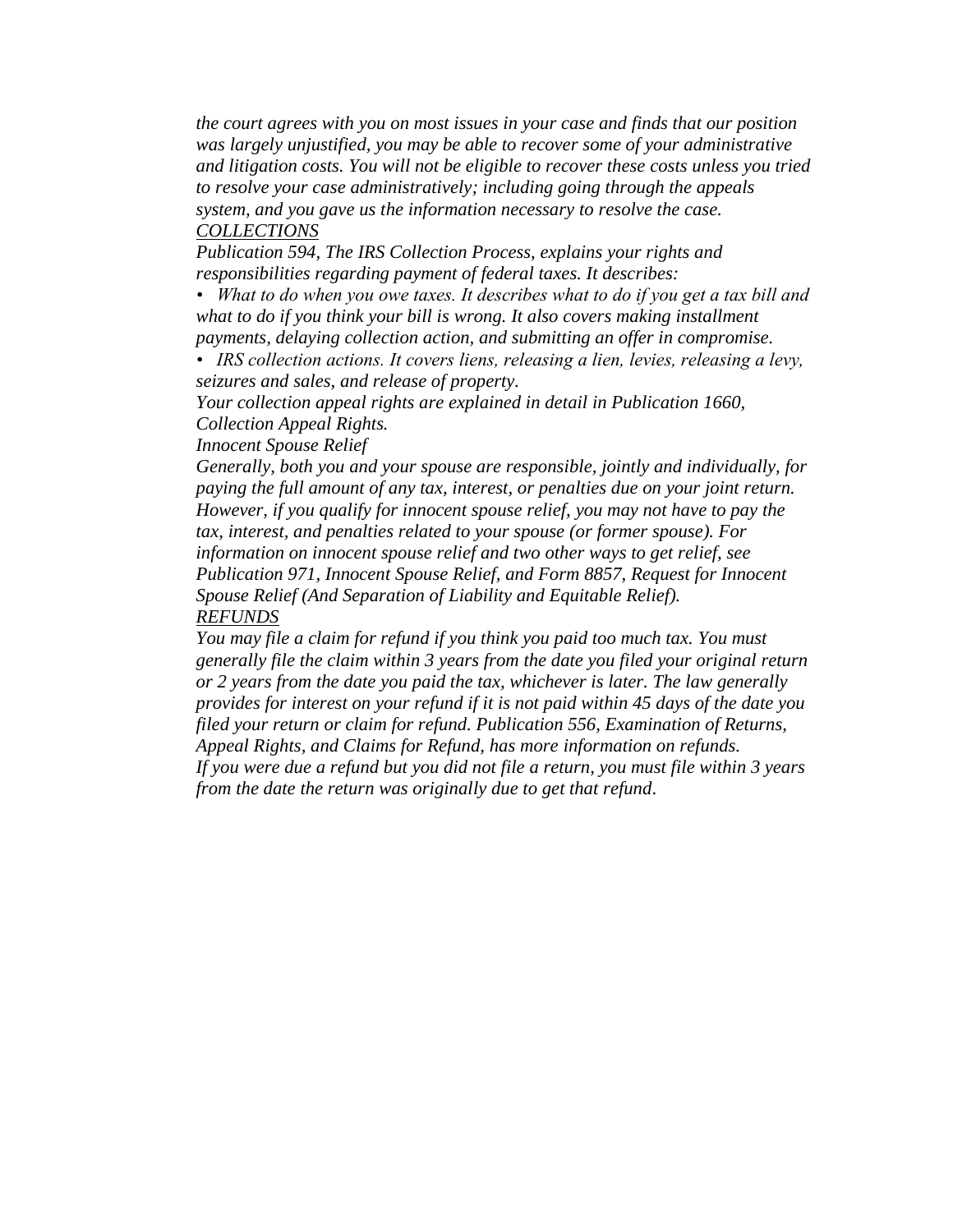*the court agrees with you on most issues in your case and finds that our position was largely unjustified, you may be able to recover some of your administrative and litigation costs. You will not be eligible to recover these costs unless you tried to resolve your case administratively; including going through the appeals system, and you gave us the information necessary to resolve the case.*

***<u>COLLECTIONS</u>***

*Publication 594, The IRS Collection Process, explains your rights and responsibilities regarding payment of federal taxes. It describes:*

- *What to do when you owe taxes. It describes what to do if you get a tax bill and what to do if you think your bill is wrong. It also covers making installment payments, delaying collection action, and submitting an offer in compromise.*
- *IRS collection actions. It covers liens, releasing a lien, levies, releasing a levy, seizures and sales, and release of property.*

*Your collection appeal rights are explained in detail in Publication 1660, Collection Appeal Rights.*

*Innocent Spouse Relief*

*Generally, both you and your spouse are responsible, jointly and individually, for paying the full amount of any tax, interest, or penalties due on your joint return. However, if you qualify for innocent spouse relief, you may not have to pay the tax, interest, and penalties related to your spouse (or former spouse). For information on innocent spouse relief and two other ways to get relief, see Publication 971, Innocent Spouse Relief, and Form 8857, Request for Innocent Spouse Relief (And Separation of Liability and Equitable Relief).*

***<u>REFUNDS</u>***

*You may file a claim for refund if you think you paid too much tax. You must generally file the claim within 3 years from the date you filed your original return or 2 years from the date you paid the tax, whichever is later. The law generally provides for interest on your refund if it is not paid within 45 days of the date you filed your return or claim for refund. Publication 556, Examination of Returns, Appeal Rights, and Claims for Refund, has more information on refunds.*

*If you were due a refund but you did not file a return, you must file within 3 years from the date the return was originally due to get that refund.*